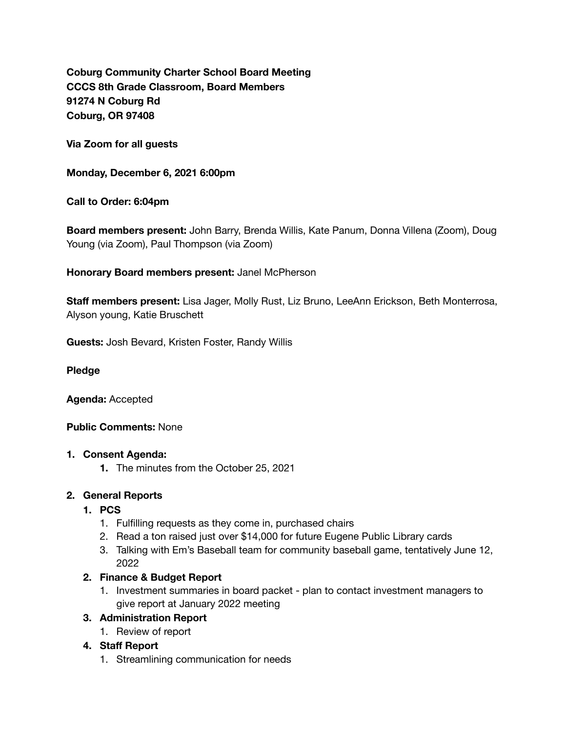**Coburg Community Charter School Board Meeting**
**CCCS 8th Grade Classroom, Board Members**
**91274 N Coburg Rd**
**Coburg, OR 97408**

**Via Zoom for all guests**

**Monday, December 6, 2021 6:00pm**

**Call to Order: 6:04pm**

**Board members present:** John Barry, Brenda Willis, Kate Panum, Donna Villena (Zoom), Doug Young (via Zoom), Paul Thompson (via Zoom)

**Honorary Board members present:** Janel McPherson

**Staff members present:** Lisa Jager, Molly Rust, Liz Bruno, LeeAnn Erickson, Beth Monterrosa, Alyson young, Katie Bruschett

**Guests:** Josh Bevard, Kristen Foster, Randy Willis

**Pledge**

**Agenda:** Accepted

**Public Comments:** None

1. **Consent Agenda:**
   1. The minutes from the October 25, 2021
2. **General Reports**
   1. **PCS**
      1. Fulfilling requests as they come in, purchased chairs
      2. Read a ton raised just over $14,000 for future Eugene Public Library cards
      3. Talking with Em's Baseball team for community baseball game, tentatively June 12, 2022
   2. **Finance & Budget Report**
      1. Investment summaries in board packet - plan to contact investment managers to give report at January 2022 meeting
   3. **Administration Report**
      1. Review of report
   4. **Staff Report**
      1. Streamlining communication for needs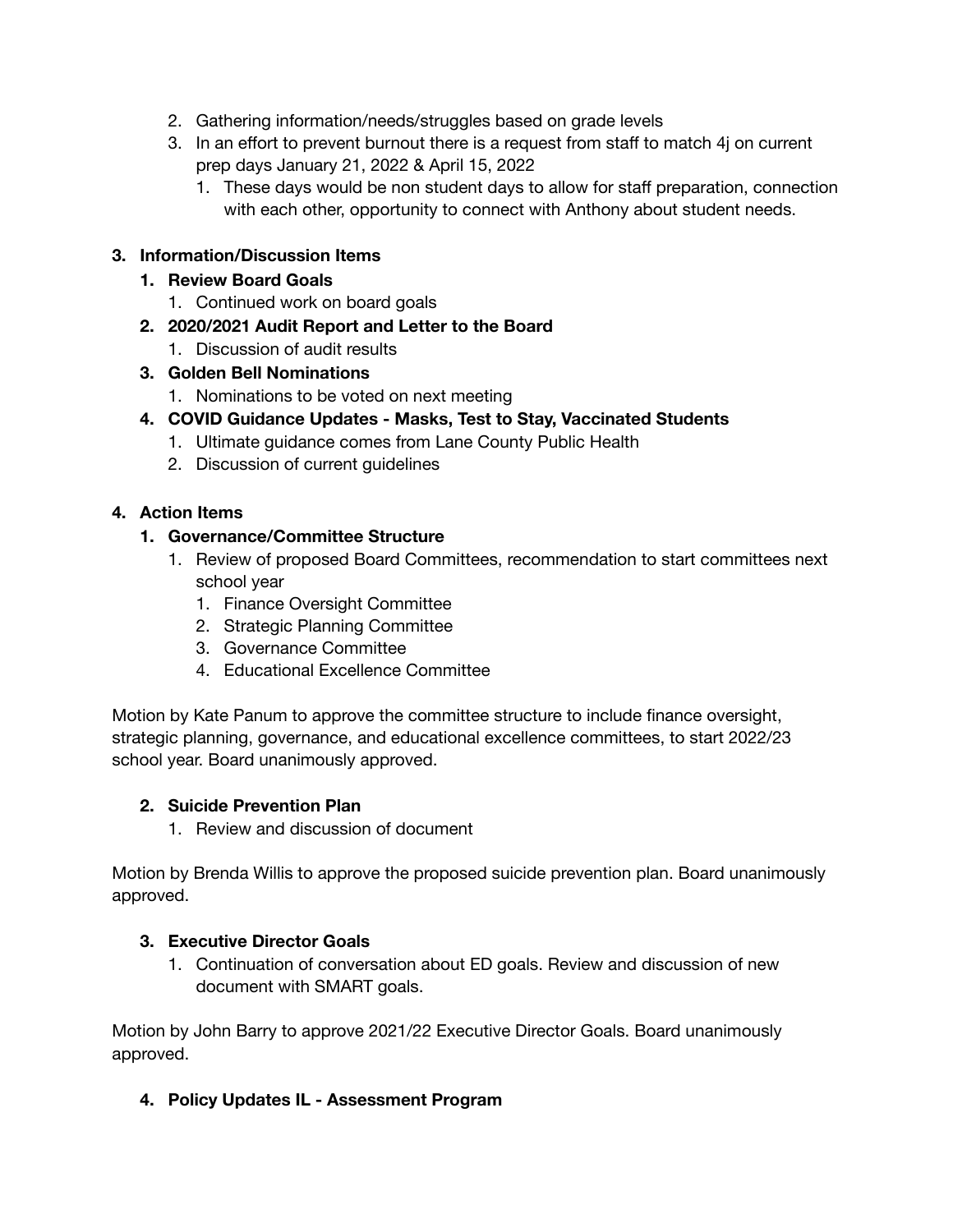2. Gathering information/needs/struggles based on grade levels
3. In an effort to prevent burnout there is a request from staff to match 4j on current prep days January 21, 2022 & April 15, 2022
    1. These days would be non student days to allow for staff preparation, connection with each other, opportunity to connect with Anthony about student needs.

**3. Information/Discussion Items**

1. **Review Board Goals**
    1. Continued work on board goals
2. **2020/2021 Audit Report and Letter to the Board**
    1. Discussion of audit results
3. **Golden Bell Nominations**
    1. Nominations to be voted on next meeting
4. **COVID Guidance Updates - Masks, Test to Stay, Vaccinated Students**
    1. Ultimate guidance comes from Lane County Public Health
    2. Discussion of current guidelines

**4. Action Items**

1. **Governance/Committee Structure**
    1. Review of proposed Board Committees, recommendation to start committees next school year
        1. Finance Oversight Committee
        2. Strategic Planning Committee
        3. Governance Committee
        4. Educational Excellence Committee

Motion by Kate Panum to approve the committee structure to include finance oversight, strategic planning, governance, and educational excellence committees, to start 2022/23 school year. Board unanimously approved.

2. **Suicide Prevention Plan**
    1. Review and discussion of document

Motion by Brenda Willis to approve the proposed suicide prevention plan. Board unanimously approved.

3. **Executive Director Goals**
    1. Continuation of conversation about ED goals. Review and discussion of new document with SMART goals.

Motion by John Barry to approve 2021/22 Executive Director Goals. Board unanimously approved.

4. **Policy Updates IL - Assessment Program**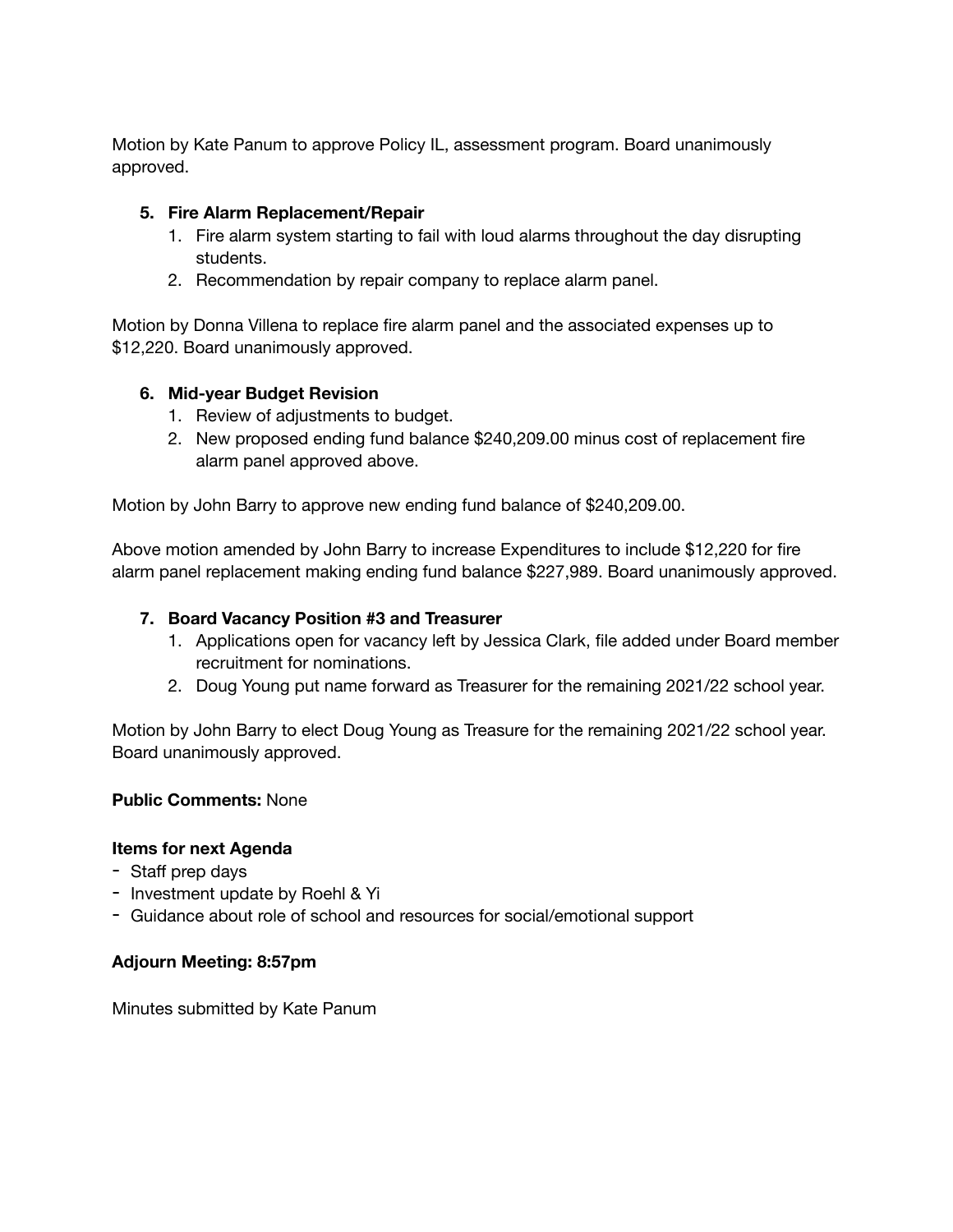Motion by Kate Panum to approve Policy IL, assessment program. Board unanimously approved.

5. **Fire Alarm Replacement/Repair**
    1. Fire alarm system starting to fail with loud alarms throughout the day disrupting students.
    2. Recommendation by repair company to replace alarm panel.

Motion by Donna Villena to replace fire alarm panel and the associated expenses up to $12,220. Board unanimously approved.

6. **Mid-year Budget Revision**
    1. Review of adjustments to budget.
    2. New proposed ending fund balance $240,209.00 minus cost of replacement fire alarm panel approved above.

Motion by John Barry to approve new ending fund balance of $240,209.00.

Above motion amended by John Barry to increase Expenditures to include $12,220 for fire alarm panel replacement making ending fund balance $227,989. Board unanimously approved.

7. **Board Vacancy Position #3 and Treasurer**
    1. Applications open for vacancy left by Jessica Clark, file added under Board member recruitment for nominations.
    2. Doug Young put name forward as Treasurer for the remaining 2021/22 school year.

Motion by John Barry to elect Doug Young as Treasure for the remaining 2021/22 school year. Board unanimously approved.

**Public Comments:** None

**Items for next Agenda**

- Staff prep days
- Investment update by Roehl & Yi
- Guidance about role of school and resources for social/emotional support

**Adjourn Meeting: 8:57pm**

Minutes submitted by Kate Panum